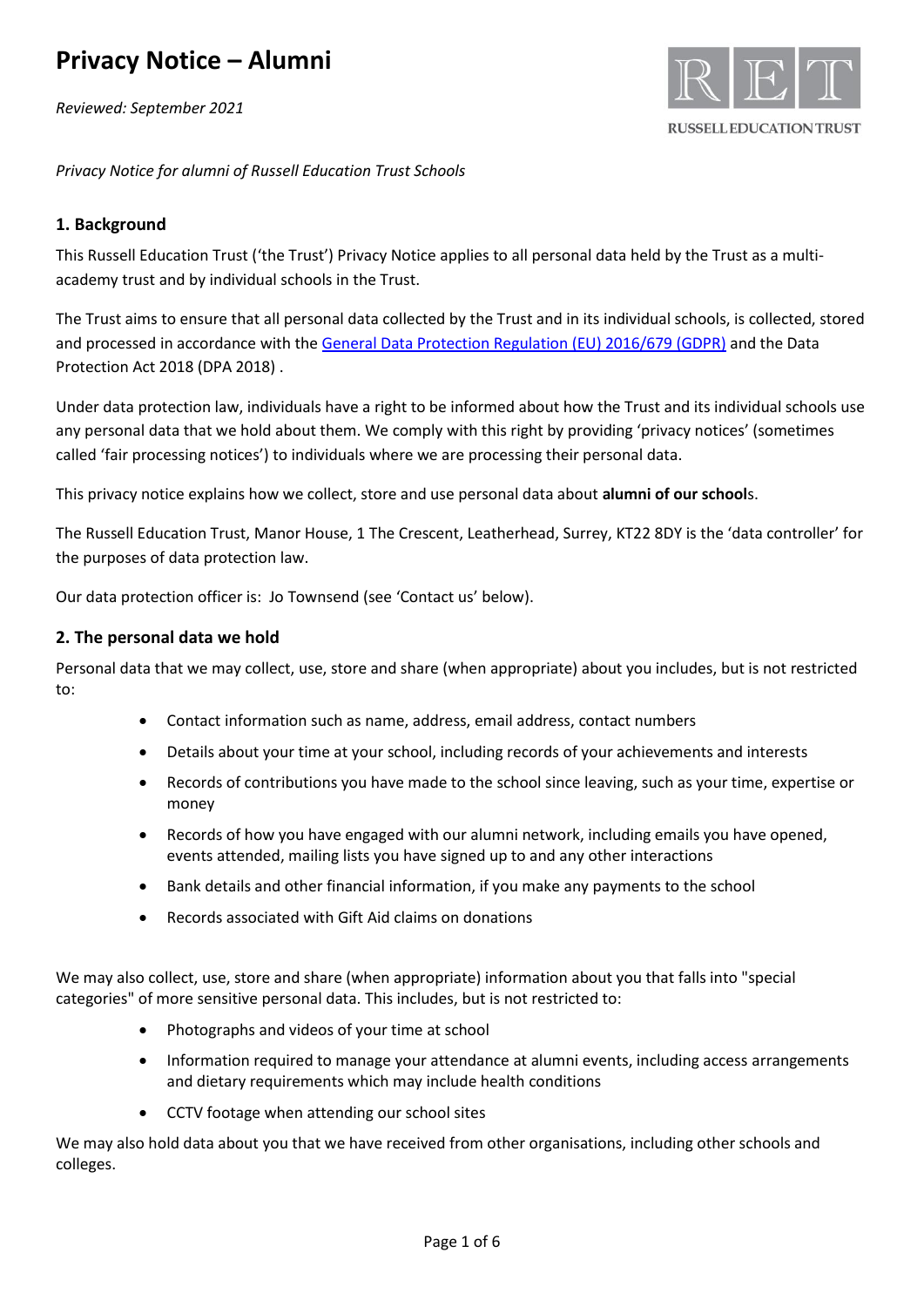# Privacy Notice – Alumni

*Reviewed: September 2021*

*Privacy Notice for alumni of Russell Education Trust Schools*

## 1. Background

This Russell Education Trust ('the Trust') Privacy Notice applies to all personal data held by the Trust as a multi-academy trust and by individual schools in the Trust.

The Trust aims to ensure that all personal data collected by the Trust and in its individual schools, is collected, stored and processed in accordance with the [General Data Protection Regulation (EU) 2016/679 (GDPR)](https://eur-lex.europa.eu/eli/reg/2016/679/oj) and the Data Protection Act 2018 (DPA 2018) .

Under data protection law, individuals have a right to be informed about how the Trust and its individual schools use any personal data that we hold about them. We comply with this right by providing 'privacy notices' (sometimes called 'fair processing notices') to individuals where we are processing their personal data.

This privacy notice explains how we collect, store and use personal data about **alumni of our school**s.

The Russell Education Trust, Manor House, 1 The Crescent, Leatherhead, Surrey, KT22 8DY is the 'data controller' for the purposes of data protection law.

Our data protection officer is: Jo Townsend (see 'Contact us' below).

## 2. The personal data we hold

Personal data that we may collect, use, store and share (when appropriate) about you includes, but is not restricted to:

- Contact information such as name, address, email address, contact numbers
- Details about your time at your school, including records of your achievements and interests
- Records of contributions you have made to the school since leaving, such as your time, expertise or money
- Records of how you have engaged with our alumni network, including emails you have opened, events attended, mailing lists you have signed up to and any other interactions
- Bank details and other financial information, if you make any payments to the school
- Records associated with Gift Aid claims on donations

We may also collect, use, store and share (when appropriate) information about you that falls into "special categories" of more sensitive personal data. This includes, but is not restricted to:

- Photographs and videos of your time at school
- Information required to manage your attendance at alumni events, including access arrangements and dietary requirements which may include health conditions
- CCTV footage when attending our school sites

We may also hold data about you that we have received from other organisations, including other schools and colleges.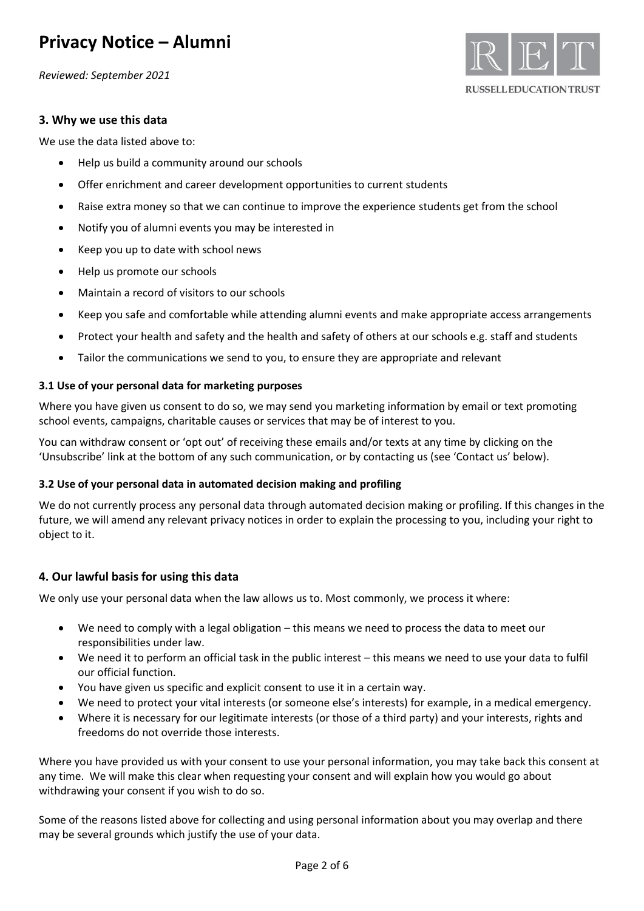## 3. Why we use this data

We use the data listed above to:

- Help us build a community around our schools
- Offer enrichment and career development opportunities to current students
- Raise extra money so that we can continue to improve the experience students get from the school
- Notify you of alumni events you may be interested in
- Keep you up to date with school news
- Help us promote our schools
- Maintain a record of visitors to our schools
- Keep you safe and comfortable while attending alumni events and make appropriate access arrangements
- Protect your health and safety and the health and safety of others at our schools e.g. staff and students
- Tailor the communications we send to you, to ensure they are appropriate and relevant

### 3.1 Use of your personal data for marketing purposes

Where you have given us consent to do so, we may send you marketing information by email or text promoting school events, campaigns, charitable causes or services that may be of interest to you.

You can withdraw consent or 'opt out' of receiving these emails and/or texts at any time by clicking on the 'Unsubscribe' link at the bottom of any such communication, or by contacting us (see 'Contact us' below).

### 3.2 Use of your personal data in automated decision making and profiling

We do not currently process any personal data through automated decision making or profiling. If this changes in the future, we will amend any relevant privacy notices in order to explain the processing to you, including your right to object to it.

## 4. Our lawful basis for using this data

We only use your personal data when the law allows us to. Most commonly, we process it where:

- We need to comply with a legal obligation – this means we need to process the data to meet our responsibilities under law.
- We need it to perform an official task in the public interest – this means we need to use your data to fulfil our official function.
- You have given us specific and explicit consent to use it in a certain way.
- We need to protect your vital interests (or someone else's interests) for example, in a medical emergency.
- Where it is necessary for our legitimate interests (or those of a third party) and your interests, rights and freedoms do not override those interests.

Where you have provided us with your consent to use your personal information, you may take back this consent at any time. We will make this clear when requesting your consent and will explain how you would go about withdrawing your consent if you wish to do so.

Some of the reasons listed above for collecting and using personal information about you may overlap and there may be several grounds which justify the use of your data.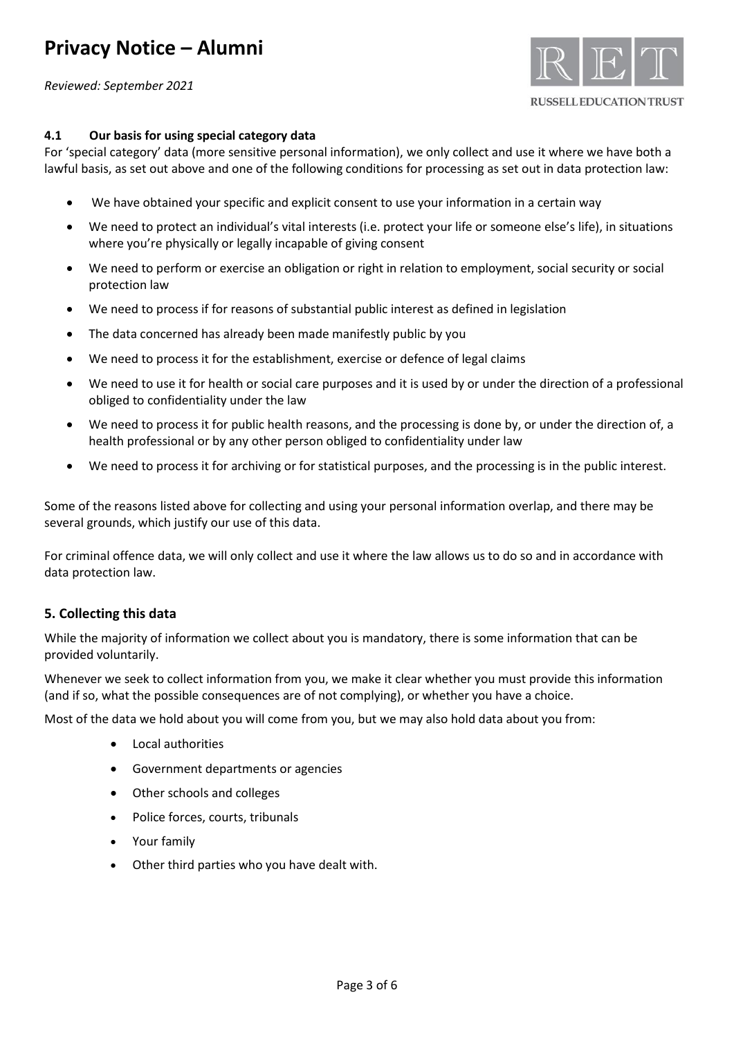### 4.1 Our basis for using special category data

For 'special category' data (more sensitive personal information), we only collect and use it where we have both a lawful basis, as set out above and one of the following conditions for processing as set out in data protection law:

- We have obtained your specific and explicit consent to use your information in a certain way
- We need to protect an individual's vital interests (i.e. protect your life or someone else's life), in situations where you're physically or legally incapable of giving consent
- We need to perform or exercise an obligation or right in relation to employment, social security or social protection law
- We need to process if for reasons of substantial public interest as defined in legislation
- The data concerned has already been made manifestly public by you
- We need to process it for the establishment, exercise or defence of legal claims
- We need to use it for health or social care purposes and it is used by or under the direction of a professional obliged to confidentiality under the law
- We need to process it for public health reasons, and the processing is done by, or under the direction of, a health professional or by any other person obliged to confidentiality under law
- We need to process it for archiving or for statistical purposes, and the processing is in the public interest.

Some of the reasons listed above for collecting and using your personal information overlap, and there may be several grounds, which justify our use of this data.

For criminal offence data, we will only collect and use it where the law allows us to do so and in accordance with data protection law.

## 5. Collecting this data

While the majority of information we collect about you is mandatory, there is some information that can be provided voluntarily.

Whenever we seek to collect information from you, we make it clear whether you must provide this information (and if so, what the possible consequences are of not complying), or whether you have a choice.

Most of the data we hold about you will come from you, but we may also hold data about you from:

- Local authorities
- Government departments or agencies
- Other schools and colleges
- Police forces, courts, tribunals
- Your family
- Other third parties who you have dealt with.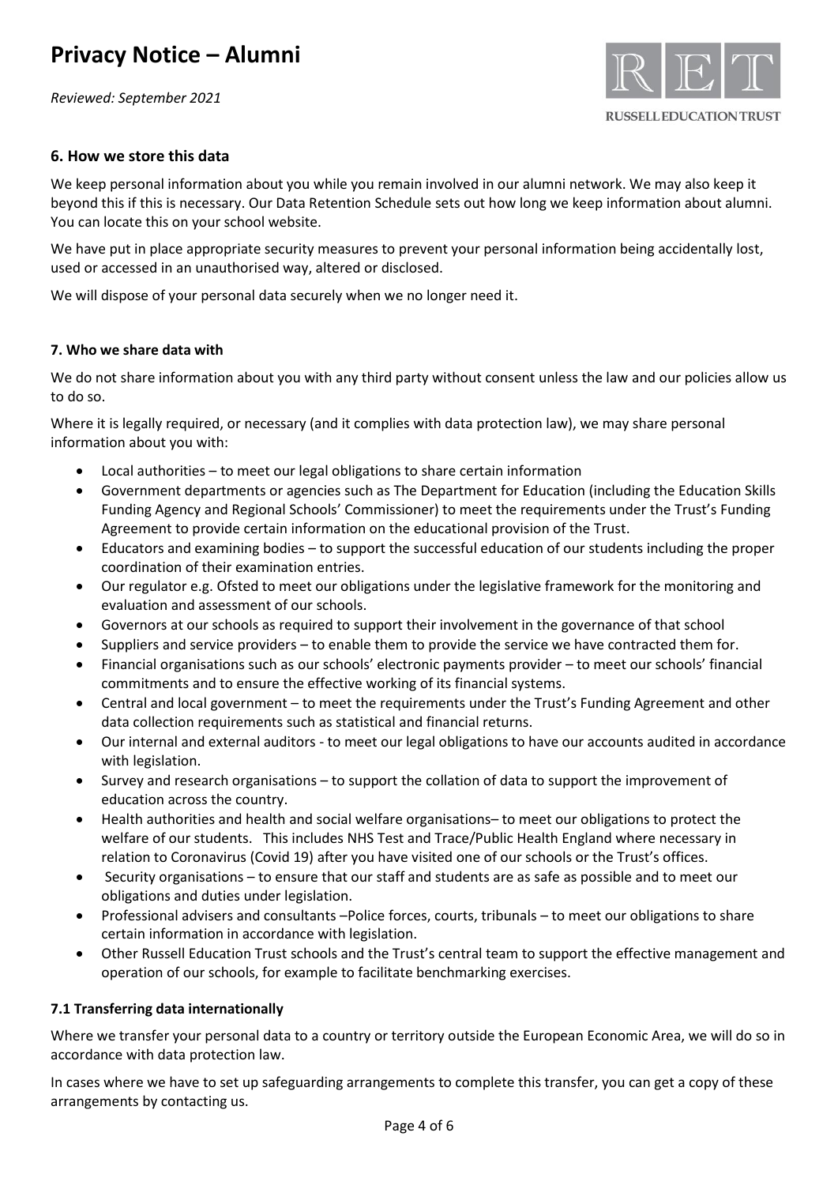## 6. How we store this data

We keep personal information about you while you remain involved in our alumni network. We may also keep it beyond this if this is necessary. Our Data Retention Schedule sets out how long we keep information about alumni. You can locate this on your school website.

We have put in place appropriate security measures to prevent your personal information being accidentally lost, used or accessed in an unauthorised way, altered or disclosed.

We will dispose of your personal data securely when we no longer need it.

### 7. Who we share data with

We do not share information about you with any third party without consent unless the law and our policies allow us to do so.

Where it is legally required, or necessary (and it complies with data protection law), we may share personal information about you with:

- Local authorities – to meet our legal obligations to share certain information
- Government departments or agencies such as The Department for Education (including the Education Skills Funding Agency and Regional Schools' Commissioner) to meet the requirements under the Trust's Funding Agreement to provide certain information on the educational provision of the Trust.
- Educators and examining bodies – to support the successful education of our students including the proper coordination of their examination entries.
- Our regulator e.g. Ofsted to meet our obligations under the legislative framework for the monitoring and evaluation and assessment of our schools.
- Governors at our schools as required to support their involvement in the governance of that school
- Suppliers and service providers – to enable them to provide the service we have contracted them for.
- Financial organisations such as our schools' electronic payments provider – to meet our schools' financial commitments and to ensure the effective working of its financial systems.
- Central and local government – to meet the requirements under the Trust's Funding Agreement and other data collection requirements such as statistical and financial returns.
- Our internal and external auditors - to meet our legal obligations to have our accounts audited in accordance with legislation.
- Survey and research organisations – to support the collation of data to support the improvement of education across the country.
- Health authorities and health and social welfare organisations– to meet our obligations to protect the welfare of our students. This includes NHS Test and Trace/Public Health England where necessary in relation to Coronavirus (Covid 19) after you have visited one of our schools or the Trust's offices.
- Security organisations – to ensure that our staff and students are as safe as possible and to meet our obligations and duties under legislation.
- Professional advisers and consultants –Police forces, courts, tribunals – to meet our obligations to share certain information in accordance with legislation.
- Other Russell Education Trust schools and the Trust's central team to support the effective management and operation of our schools, for example to facilitate benchmarking exercises.

### 7.1 Transferring data internationally

Where we transfer your personal data to a country or territory outside the European Economic Area, we will do so in accordance with data protection law.

In cases where we have to set up safeguarding arrangements to complete this transfer, you can get a copy of these arrangements by contacting us.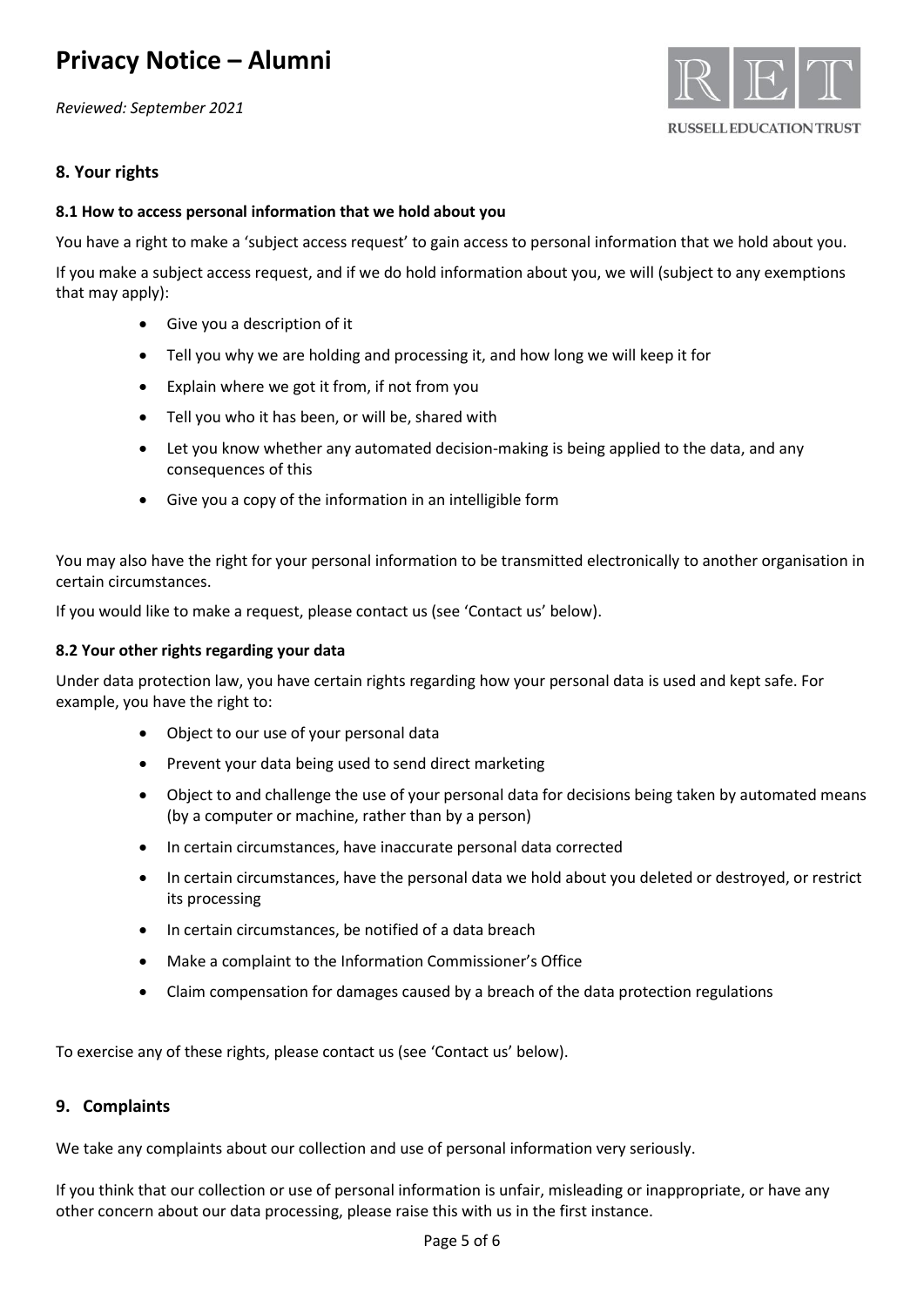## 8. Your rights

### 8.1 How to access personal information that we hold about you

You have a right to make a 'subject access request' to gain access to personal information that we hold about you.

If you make a subject access request, and if we do hold information about you, we will (subject to any exemptions that may apply):

- Give you a description of it
- Tell you why we are holding and processing it, and how long we will keep it for
- Explain where we got it from, if not from you
- Tell you who it has been, or will be, shared with
- Let you know whether any automated decision-making is being applied to the data, and any consequences of this
- Give you a copy of the information in an intelligible form

You may also have the right for your personal information to be transmitted electronically to another organisation in certain circumstances.

If you would like to make a request, please contact us (see 'Contact us' below).

### 8.2 Your other rights regarding your data

Under data protection law, you have certain rights regarding how your personal data is used and kept safe. For example, you have the right to:

- Object to our use of your personal data
- Prevent your data being used to send direct marketing
- Object to and challenge the use of your personal data for decisions being taken by automated means (by a computer or machine, rather than by a person)
- In certain circumstances, have inaccurate personal data corrected
- In certain circumstances, have the personal data we hold about you deleted or destroyed, or restrict its processing
- In certain circumstances, be notified of a data breach
- Make a complaint to the Information Commissioner's Office
- Claim compensation for damages caused by a breach of the data protection regulations

To exercise any of these rights, please contact us (see 'Contact us' below).

## 9. Complaints

We take any complaints about our collection and use of personal information very seriously.

If you think that our collection or use of personal information is unfair, misleading or inappropriate, or have any other concern about our data processing, please raise this with us in the first instance.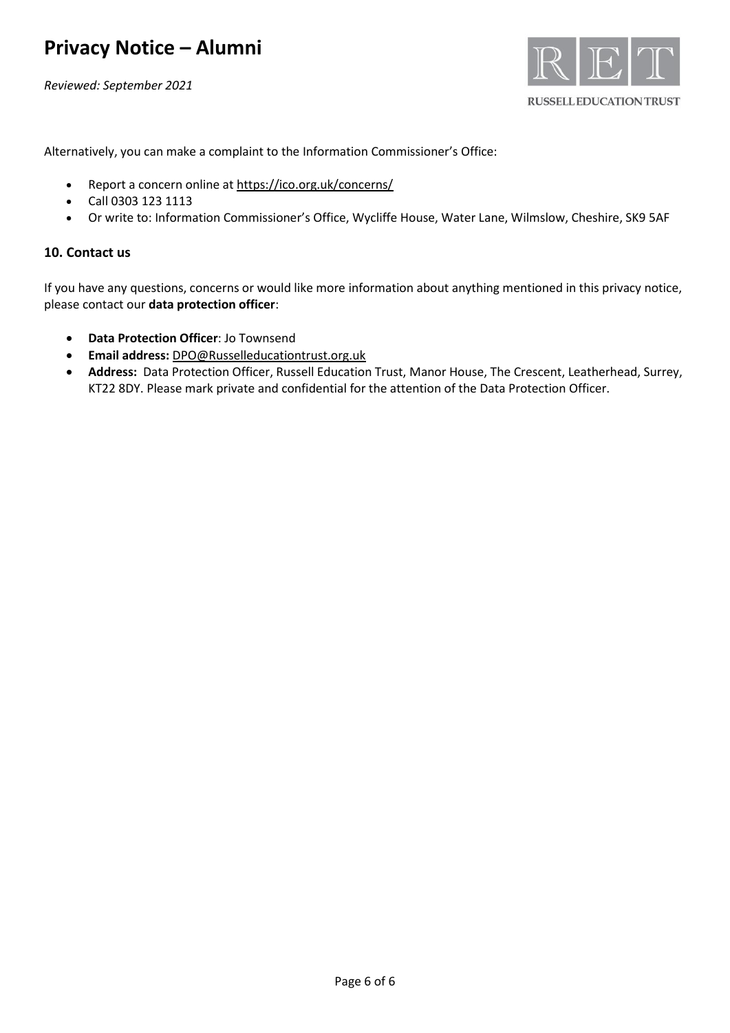Alternatively, you can make a complaint to the Information Commissioner's Office:

- Report a concern online at https://ico.org.uk/concerns/
- Call 0303 123 1113
- Or write to: Information Commissioner's Office, Wycliffe House, Water Lane, Wilmslow, Cheshire, SK9 5AF

### 10. Contact us

If you have any questions, concerns or would like more information about anything mentioned in this privacy notice, please contact our **data protection officer**:

- **Data Protection Officer**: Jo Townsend
- **Email address:** DPO@Russelleducationtrust.org.uk
- **Address:** Data Protection Officer, Russell Education Trust, Manor House, The Crescent, Leatherhead, Surrey, KT22 8DY. Please mark private and confidential for the attention of the Data Protection Officer.